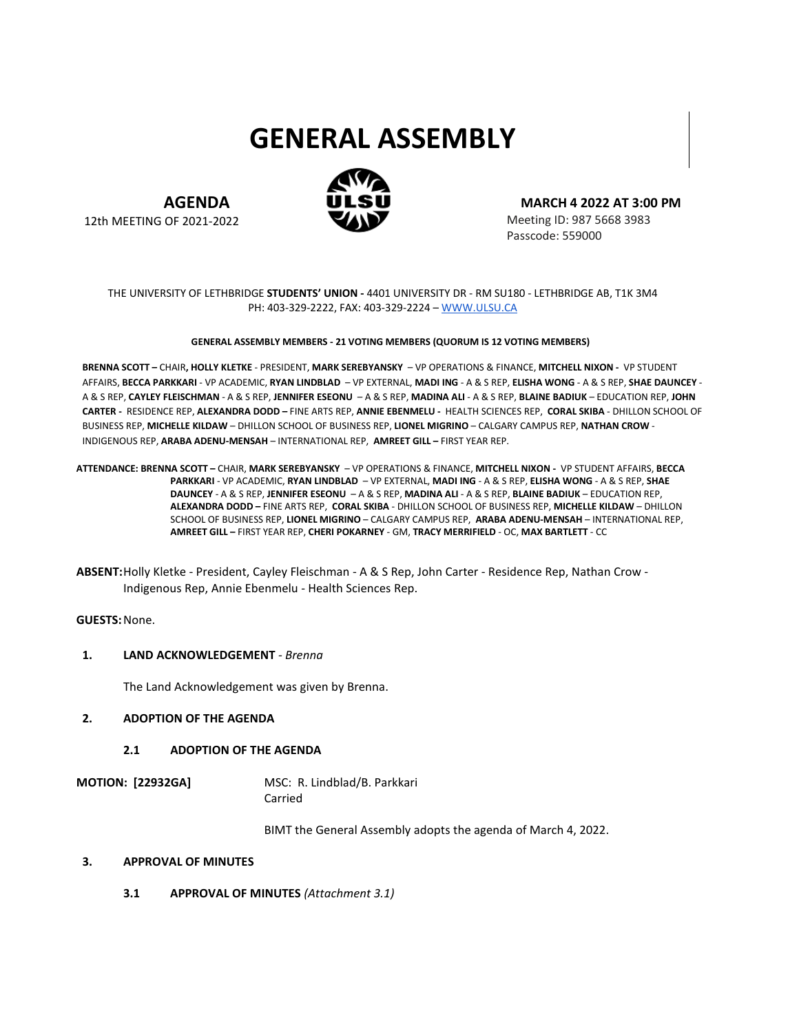# GENERAL ASSEMBLY

**AGENDA**
12th MEETING OF 2021-2022

**MARCH 4 2022 AT 3:00 PM**
Meeting ID: 987 5668 3983
Passcode: 559000

THE UNIVERSITY OF LETHBRIDGE **STUDENTS' UNION -** 4401 UNIVERSITY DR - RM SU180 - LETHBRIDGE AB, T1K 3M4
PH: 403-329-2222, FAX: 403-329-2224 – WWW.ULSU.CA

**GENERAL ASSEMBLY MEMBERS - 21 VOTING MEMBERS (QUORUM IS 12 VOTING MEMBERS)**

**BRENNA SCOTT –** CHAIR**, HOLLY KLETKE** - PRESIDENT, **MARK SEREBYANSKY** – VP OPERATIONS & FINANCE, **MITCHELL NIXON -** VP STUDENT AFFAIRS, **BECCA PARKKARI** - VP ACADEMIC, **RYAN LINDBLAD** – VP EXTERNAL, **MADI ING** - A & S REP, **ELISHA WONG** - A & S REP, **SHAE DAUNCEY** - A & S REP, **CAYLEY FLEISCHMAN** - A & S REP, **JENNIFER ESEONU** – A & S REP, **MADINA ALI** - A & S REP, **BLAINE BADIUK** – EDUCATION REP, **JOHN CARTER -** RESIDENCE REP, **ALEXANDRA DODD –** FINE ARTS REP, **ANNIE EBENMELU -** HEALTH SCIENCES REP, **CORAL SKIBA** - DHILLON SCHOOL OF BUSINESS REP, **MICHELLE KILDAW** – DHILLON SCHOOL OF BUSINESS REP, **LIONEL MIGRINO** – CALGARY CAMPUS REP, **NATHAN CROW** - INDIGENOUS REP, **ARABA ADENU-MENSAH** – INTERNATIONAL REP, **AMREET GILL –** FIRST YEAR REP.

**ATTENDANCE: BRENNA SCOTT –** CHAIR, **MARK SEREBYANSKY** – VP OPERATIONS & FINANCE, **MITCHELL NIXON -** VP STUDENT AFFAIRS, **BECCA PARKKARI** - VP ACADEMIC, **RYAN LINDBLAD** – VP EXTERNAL, **MADI ING** - A & S REP, **ELISHA WONG** - A & S REP, **SHAE DAUNCEY** - A & S REP, **JENNIFER ESEONU** – A & S REP, **MADINA ALI** - A & S REP, **BLAINE BADIUK** – EDUCATION REP, **ALEXANDRA DODD –** FINE ARTS REP, **CORAL SKIBA** - DHILLON SCHOOL OF BUSINESS REP, **MICHELLE KILDAW** – DHILLON SCHOOL OF BUSINESS REP, **LIONEL MIGRINO** – CALGARY CAMPUS REP, **ARABA ADENU-MENSAH** – INTERNATIONAL REP, **AMREET GILL –** FIRST YEAR REP, **CHERI POKARNEY** - GM, **TRACY MERRIFIELD** - OC, **MAX BARTLETT** - CC

**ABSENT:** Holly Kletke - President, Cayley Fleischman - A & S Rep, John Carter - Residence Rep, Nathan Crow - Indigenous Rep, Annie Ebenmelu - Health Sciences Rep.

**GUESTS:** None.

**1. LAND ACKNOWLEDGEMENT** - *Brenna*

The Land Acknowledgement was given by Brenna.

**2. ADOPTION OF THE AGENDA**

**2.1 ADOPTION OF THE AGENDA**

**MOTION: [22932GA]** MSC: R. Lindblad/B. Parkkari
Carried

BIMT the General Assembly adopts the agenda of March 4, 2022.

**3. APPROVAL OF MINUTES**

**3.1 APPROVAL OF MINUTES** *(Attachment 3.1)*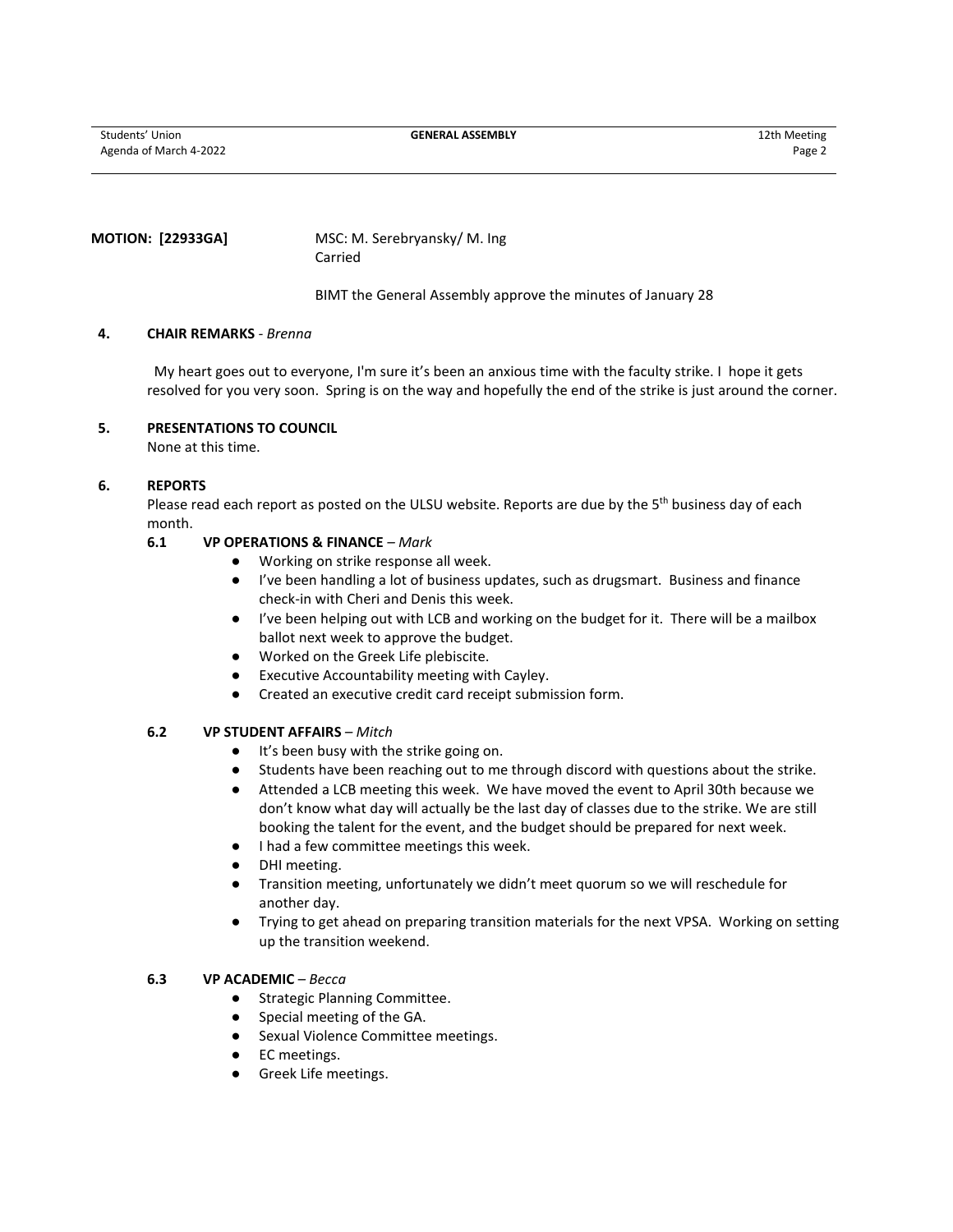**MOTION: [22933GA]** MSC: M. Serebryansky/ M. Ing
Carried

BIMT the General Assembly approve the minutes of January 28

**4. CHAIR REMARKS** - *Brenna*

My heart goes out to everyone, I'm sure it's been an anxious time with the faculty strike. I hope it gets resolved for you very soon. Spring is on the way and hopefully the end of the strike is just around the corner.

**5. PRESENTATIONS TO COUNCIL**

None at this time.

**6. REPORTS**

Please read each report as posted on the ULSU website. Reports are due by the 5th business day of each month.

**6.1 VP OPERATIONS & FINANCE** – *Mark*

- Working on strike response all week.
- I've been handling a lot of business updates, such as drugsmart. Business and finance check-in with Cheri and Denis this week.
- I've been helping out with LCB and working on the budget for it. There will be a mailbox ballot next week to approve the budget.
- Worked on the Greek Life plebiscite.
- Executive Accountability meeting with Cayley.
- Created an executive credit card receipt submission form.

**6.2 VP STUDENT AFFAIRS** – *Mitch*

- It's been busy with the strike going on.
- Students have been reaching out to me through discord with questions about the strike.
- Attended a LCB meeting this week. We have moved the event to April 30th because we don't know what day will actually be the last day of classes due to the strike. We are still booking the talent for the event, and the budget should be prepared for next week.
- I had a few committee meetings this week.
- DHI meeting.
- Transition meeting, unfortunately we didn't meet quorum so we will reschedule for another day.
- Trying to get ahead on preparing transition materials for the next VPSA. Working on setting up the transition weekend.

**6.3 VP ACADEMIC** – *Becca*

- Strategic Planning Committee.
- Special meeting of the GA.
- Sexual Violence Committee meetings.
- EC meetings.
- Greek Life meetings.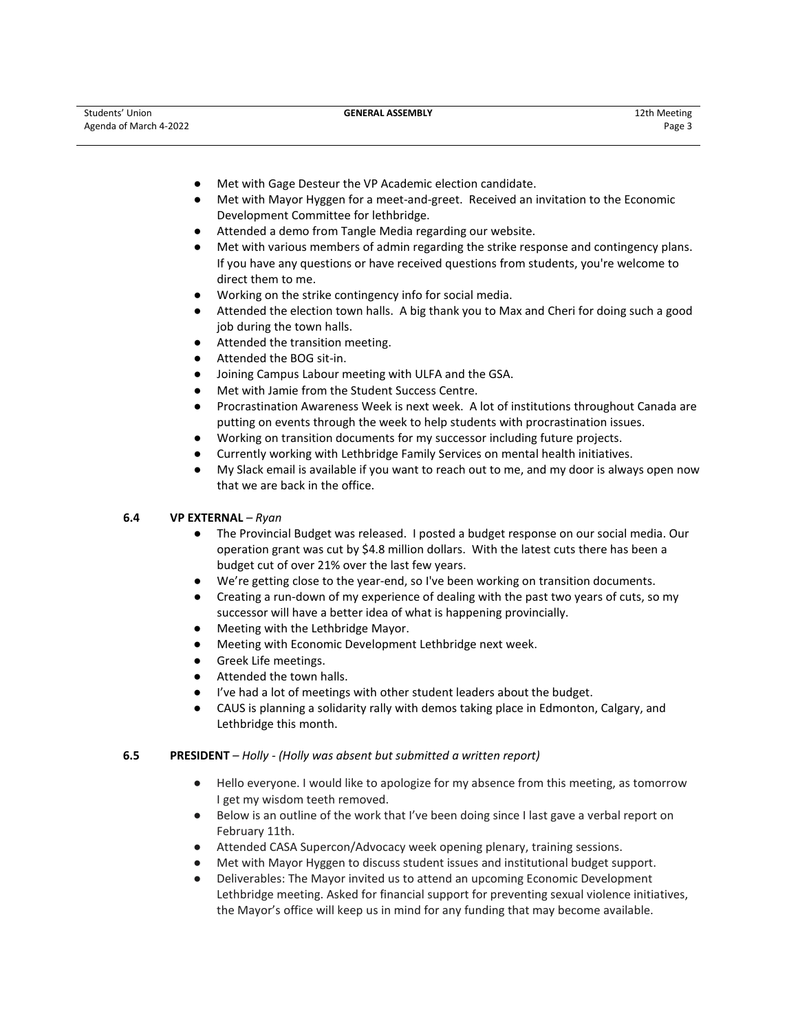- Met with Gage Desteur the VP Academic election candidate.
- Met with Mayor Hyggen for a meet-and-greet. Received an invitation to the Economic Development Committee for lethbridge.
- Attended a demo from Tangle Media regarding our website.
- Met with various members of admin regarding the strike response and contingency plans. If you have any questions or have received questions from students, you're welcome to direct them to me.
- Working on the strike contingency info for social media.
- Attended the election town halls. A big thank you to Max and Cheri for doing such a good job during the town halls.
- Attended the transition meeting.
- Attended the BOG sit-in.
- Joining Campus Labour meeting with ULFA and the GSA.
- Met with Jamie from the Student Success Centre.
- Procrastination Awareness Week is next week. A lot of institutions throughout Canada are putting on events through the week to help students with procrastination issues.
- Working on transition documents for my successor including future projects.
- Currently working with Lethbridge Family Services on mental health initiatives.
- My Slack email is available if you want to reach out to me, and my door is always open now that we are back in the office.

**6.4 VP EXTERNAL** – *Ryan*

- The Provincial Budget was released. I posted a budget response on our social media. Our operation grant was cut by $4.8 million dollars. With the latest cuts there has been a budget cut of over 21% over the last few years.
- We're getting close to the year-end, so I've been working on transition documents.
- Creating a run-down of my experience of dealing with the past two years of cuts, so my successor will have a better idea of what is happening provincially.
- Meeting with the Lethbridge Mayor.
- Meeting with Economic Development Lethbridge next week.
- Greek Life meetings.
- Attended the town halls.
- I've had a lot of meetings with other student leaders about the budget.
- CAUS is planning a solidarity rally with demos taking place in Edmonton, Calgary, and Lethbridge this month.

**6.5 PRESIDENT** – *Holly - (Holly was absent but submitted a written report)*

- Hello everyone. I would like to apologize for my absence from this meeting, as tomorrow I get my wisdom teeth removed.
- Below is an outline of the work that I've been doing since I last gave a verbal report on February 11th.
- Attended CASA Supercon/Advocacy week opening plenary, training sessions.
- Met with Mayor Hyggen to discuss student issues and institutional budget support.
- Deliverables: The Mayor invited us to attend an upcoming Economic Development Lethbridge meeting. Asked for financial support for preventing sexual violence initiatives, the Mayor's office will keep us in mind for any funding that may become available.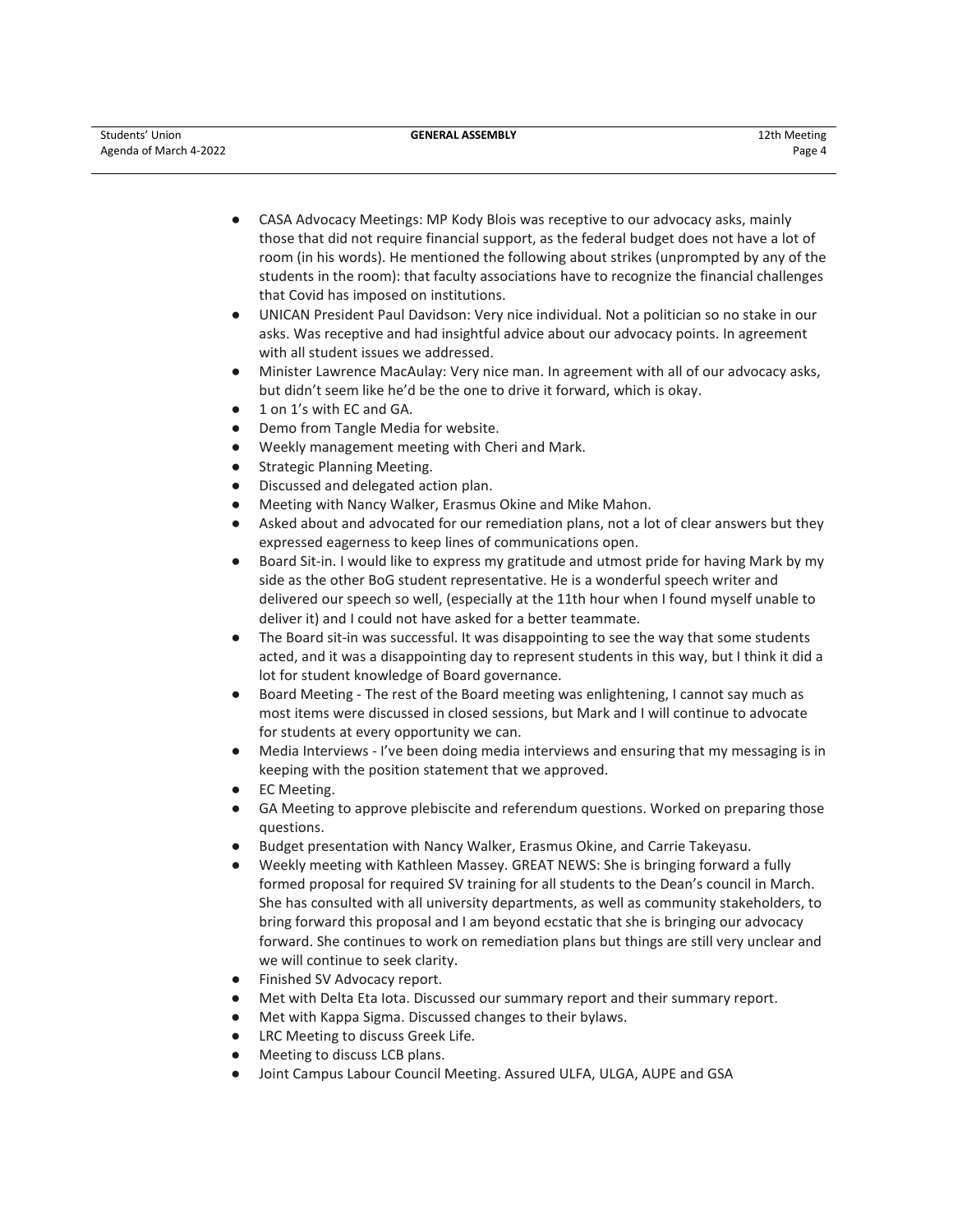- CASA Advocacy Meetings: MP Kody Blois was receptive to our advocacy asks, mainly those that did not require financial support, as the federal budget does not have a lot of room (in his words). He mentioned the following about strikes (unprompted by any of the students in the room): that faculty associations have to recognize the financial challenges that Covid has imposed on institutions.
- UNICAN President Paul Davidson: Very nice individual. Not a politician so no stake in our asks. Was receptive and had insightful advice about our advocacy points. In agreement with all student issues we addressed.
- Minister Lawrence MacAulay: Very nice man. In agreement with all of our advocacy asks, but didn't seem like he'd be the one to drive it forward, which is okay.
- 1 on 1's with EC and GA.
- Demo from Tangle Media for website.
- Weekly management meeting with Cheri and Mark.
- Strategic Planning Meeting.
- Discussed and delegated action plan.
- Meeting with Nancy Walker, Erasmus Okine and Mike Mahon.
- Asked about and advocated for our remediation plans, not a lot of clear answers but they expressed eagerness to keep lines of communications open.
- Board Sit-in. I would like to express my gratitude and utmost pride for having Mark by my side as the other BoG student representative. He is a wonderful speech writer and delivered our speech so well, (especially at the 11th hour when I found myself unable to deliver it) and I could not have asked for a better teammate.
- The Board sit-in was successful. It was disappointing to see the way that some students acted, and it was a disappointing day to represent students in this way, but I think it did a lot for student knowledge of Board governance.
- Board Meeting - The rest of the Board meeting was enlightening, I cannot say much as most items were discussed in closed sessions, but Mark and I will continue to advocate for students at every opportunity we can.
- Media Interviews - I've been doing media interviews and ensuring that my messaging is in keeping with the position statement that we approved.
- EC Meeting.
- GA Meeting to approve plebiscite and referendum questions. Worked on preparing those questions.
- Budget presentation with Nancy Walker, Erasmus Okine, and Carrie Takeyasu.
- Weekly meeting with Kathleen Massey. GREAT NEWS: She is bringing forward a fully formed proposal for required SV training for all students to the Dean's council in March. She has consulted with all university departments, as well as community stakeholders, to bring forward this proposal and I am beyond ecstatic that she is bringing our advocacy forward. She continues to work on remediation plans but things are still very unclear and we will continue to seek clarity.
- Finished SV Advocacy report.
- Met with Delta Eta Iota. Discussed our summary report and their summary report.
- Met with Kappa Sigma. Discussed changes to their bylaws.
- LRC Meeting to discuss Greek Life.
- Meeting to discuss LCB plans.
- Joint Campus Labour Council Meeting. Assured ULFA, ULGA, AUPE and GSA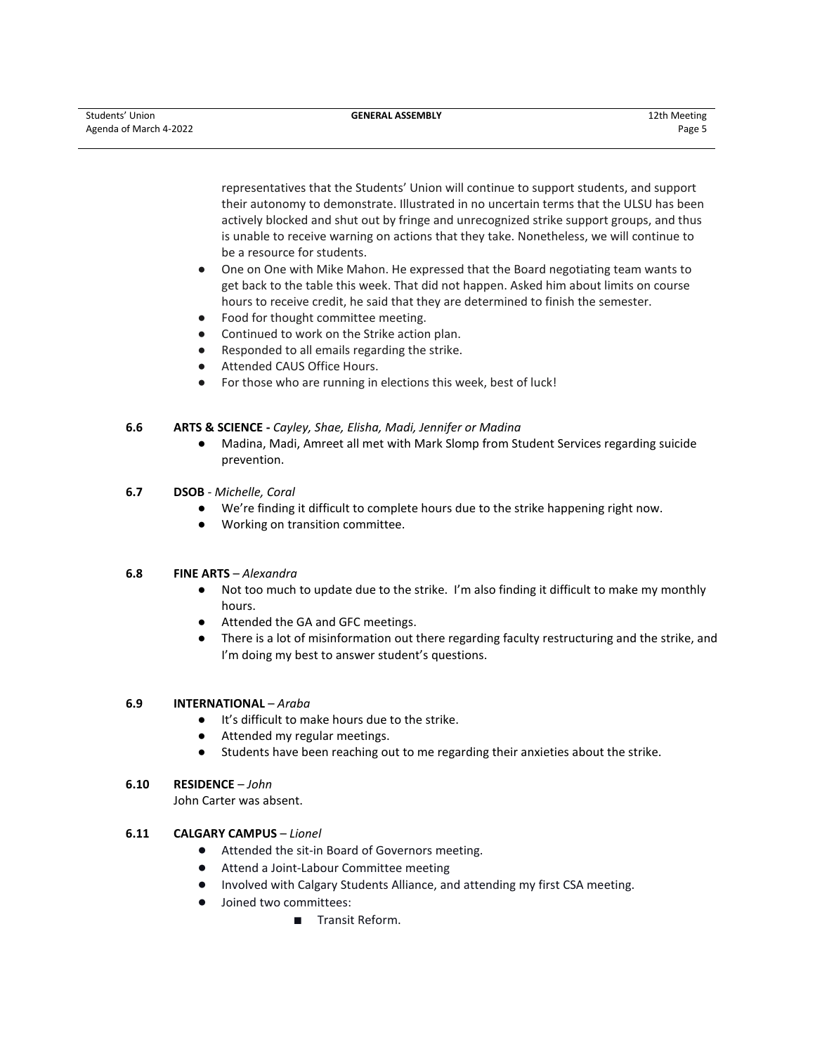representatives that the Students' Union will continue to support students, and support their autonomy to demonstrate. Illustrated in no uncertain terms that the ULSU has been actively blocked and shut out by fringe and unrecognized strike support groups, and thus is unable to receive warning on actions that they take. Nonetheless, we will continue to be a resource for students.

- One on One with Mike Mahon. He expressed that the Board negotiating team wants to get back to the table this week. That did not happen. Asked him about limits on course hours to receive credit, he said that they are determined to finish the semester.
- Food for thought committee meeting.
- Continued to work on the Strike action plan.
- Responded to all emails regarding the strike.
- Attended CAUS Office Hours.
- For those who are running in elections this week, best of luck!

**6.6 ARTS & SCIENCE -** *Cayley, Shae, Elisha, Madi, Jennifer or Madina*

- Madina, Madi, Amreet all met with Mark Slomp from Student Services regarding suicide prevention.

**6.7 DSOB** - *Michelle, Coral*

- We're finding it difficult to complete hours due to the strike happening right now.
- Working on transition committee.

**6.8 FINE ARTS** – *Alexandra*

- Not too much to update due to the strike. I'm also finding it difficult to make my monthly hours.
- Attended the GA and GFC meetings.
- There is a lot of misinformation out there regarding faculty restructuring and the strike, and I'm doing my best to answer student's questions.

**6.9 INTERNATIONAL** – *Araba*

- It's difficult to make hours due to the strike.
- Attended my regular meetings.
- Students have been reaching out to me regarding their anxieties about the strike.

**6.10 RESIDENCE** – *John*

John Carter was absent.

**6.11 CALGARY CAMPUS** – *Lionel*

- Attended the sit-in Board of Governors meeting.
- Attend a Joint-Labour Committee meeting
- Involved with Calgary Students Alliance, and attending my first CSA meeting.
- Joined two committees:
  - Transit Reform.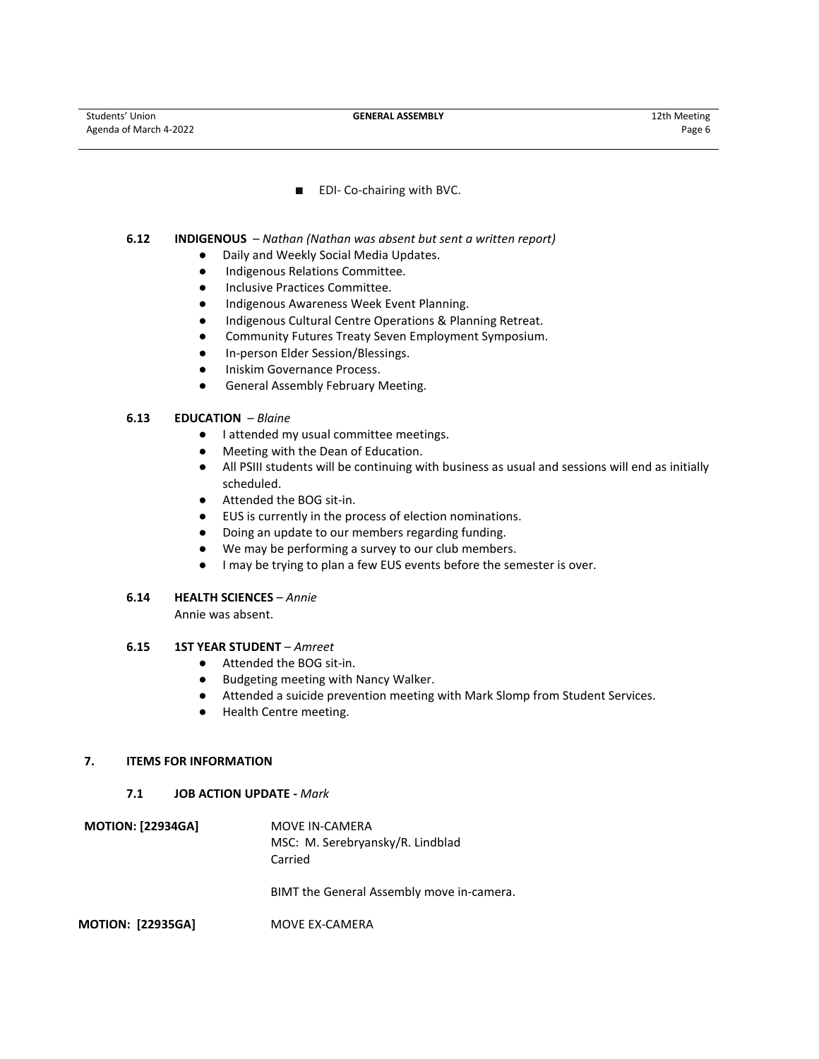- EDI- Co-chairing with BVC.

**6.12 INDIGENOUS** – *Nathan (Nathan was absent but sent a written report)*

- Daily and Weekly Social Media Updates.
- Indigenous Relations Committee.
- Inclusive Practices Committee.
- Indigenous Awareness Week Event Planning.
- Indigenous Cultural Centre Operations & Planning Retreat.
- Community Futures Treaty Seven Employment Symposium.
- In-person Elder Session/Blessings.
- Iniskim Governance Process.
- General Assembly February Meeting.

**6.13 EDUCATION** – *Blaine*

- I attended my usual committee meetings.
- Meeting with the Dean of Education.
- All PSIII students will be continuing with business as usual and sessions will end as initially scheduled.
- Attended the BOG sit-in.
- EUS is currently in the process of election nominations.
- Doing an update to our members regarding funding.
- We may be performing a survey to our club members.
- I may be trying to plan a few EUS events before the semester is over.

**6.14 HEALTH SCIENCES** – *Annie*

Annie was absent.

**6.15 1ST YEAR STUDENT** – *Amreet*

- Attended the BOG sit-in.
- Budgeting meeting with Nancy Walker.
- Attended a suicide prevention meeting with Mark Slomp from Student Services.
- Health Centre meeting.

## 7. ITEMS FOR INFORMATION

**7.1 JOB ACTION UPDATE -** *Mark*

**MOTION: [22934GA]** MOVE IN-CAMERA
MSC: M. Serebryansky/R. Lindblad
Carried

BIMT the General Assembly move in-camera.

**MOTION: [22935GA]** MOVE EX-CAMERA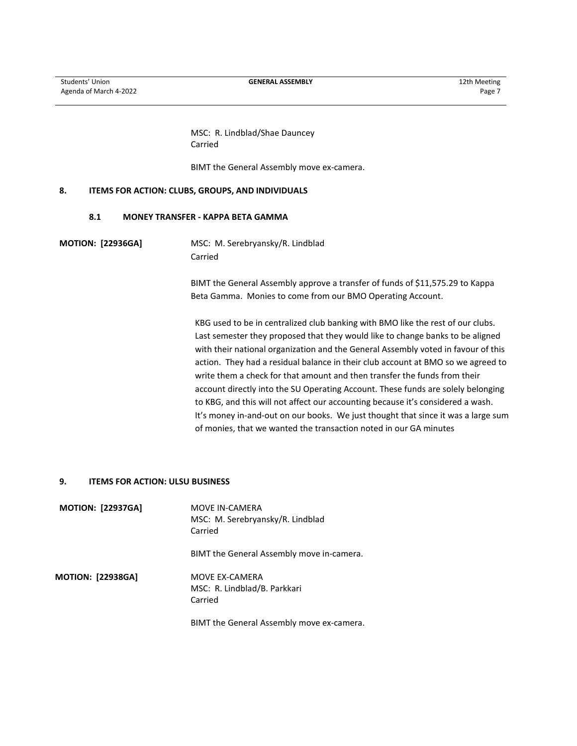MSC: R. Lindblad/Shae Dauncey
Carried

BIMT the General Assembly move ex-camera.

## 8. ITEMS FOR ACTION: CLUBS, GROUPS, AND INDIVIDUALS

### 8.1 MONEY TRANSFER - KAPPA BETA GAMMA

**MOTION: [22936GA]**

MSC: M. Serebryansky/R. Lindblad
Carried

BIMT the General Assembly approve a transfer of funds of $11,575.29 to Kappa Beta Gamma. Monies to come from our BMO Operating Account.

KBG used to be in centralized club banking with BMO like the rest of our clubs. Last semester they proposed that they would like to change banks to be aligned with their national organization and the General Assembly voted in favour of this action. They had a residual balance in their club account at BMO so we agreed to write them a check for that amount and then transfer the funds from their account directly into the SU Operating Account. These funds are solely belonging to KBG, and this will not affect our accounting because it's considered a wash. It's money in-and-out on our books. We just thought that since it was a large sum of monies, that we wanted the transaction noted in our GA minutes

## 9. ITEMS FOR ACTION: ULSU BUSINESS

**MOTION: [22937GA]**

MOVE IN-CAMERA
MSC: M. Serebryansky/R. Lindblad
Carried

BIMT the General Assembly move in-camera.

**MOTION: [22938GA]**

MOVE EX-CAMERA
MSC: R. Lindblad/B. Parkkari
Carried

BIMT the General Assembly move ex-camera.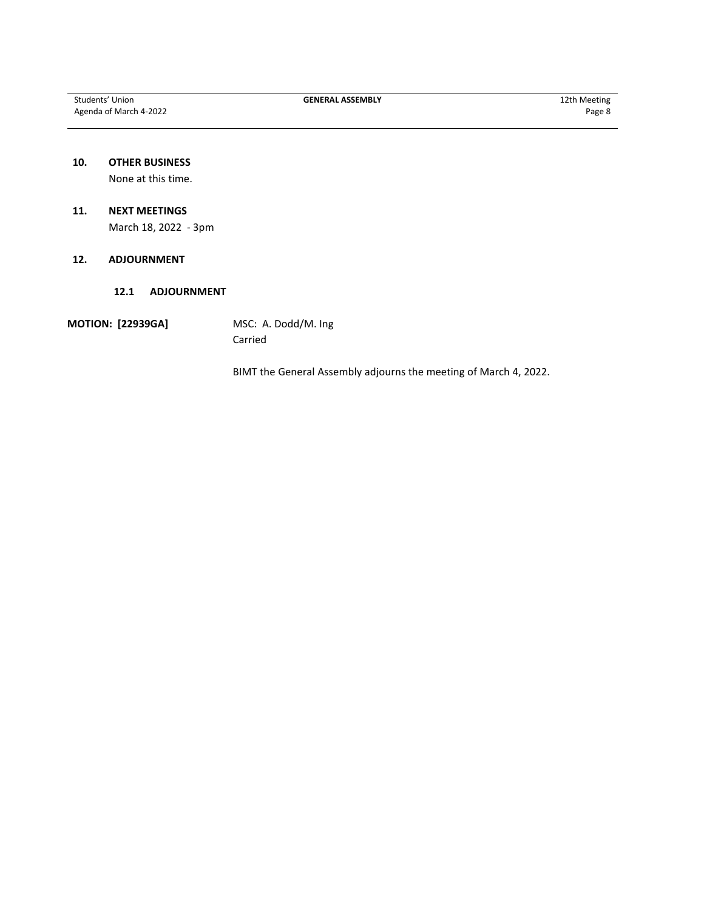## 10. OTHER BUSINESS

None at this time.

## 11. NEXT MEETINGS

March 18, 2022 - 3pm

## 12. ADJOURNMENT

### 12.1 ADJOURNMENT

**MOTION: [22939GA]**

MSC: A. Dodd/M. Ing
Carried

BIMT the General Assembly adjourns the meeting of March 4, 2022.